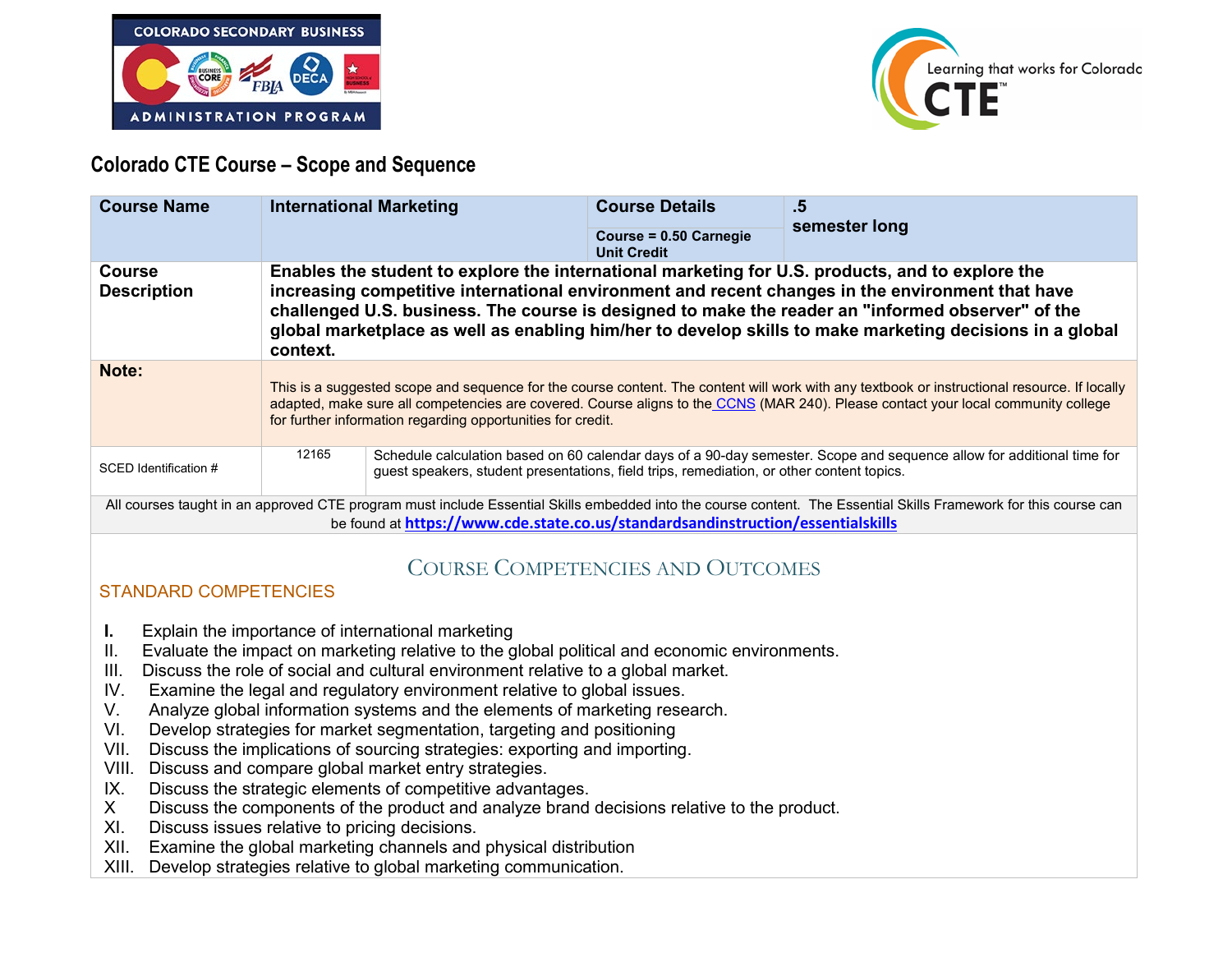## Colorado CTE Course – Scope and Sequence

| Course Name | International Marketing | Course Details<br>Course = 0.50 Carnegie Unit Credit | .5<br>semester long |
|---|---|---|---|
| Course Description | Enables the student to explore the international marketing for U.S. products, and to explore the increasing competitive international environment and recent changes in the environment that have challenged U.S. business. The course is designed to make the reader an "informed observer" of the global marketplace as well as enabling him/her to develop skills to make marketing decisions in a global context. | | |
| Note: | This is a suggested scope and sequence for the course content. The content will work with any textbook or instructional resource. If locally adapted, make sure all competencies are covered. Course aligns to the CCNS (MAR 240). Please contact your local community college for further information regarding opportunities for credit. | | |
| SCED Identification # | 12165 | Schedule calculation based on 60 calendar days of a 90-day semester. Scope and sequence allow for additional time for guest speakers, student presentations, field trips, remediation, or other content topics. | |

All courses taught in an approved CTE program must include Essential Skills embedded into the course content. The Essential Skills Framework for this course can be found at https://www.cde.state.co.us/standardsandinstruction/essentialskills

## Course Competencies and Outcomes

### STANDARD COMPETENCIES

I. Explain the importance of international marketing
II. Evaluate the impact on marketing relative to the global political and economic environments.
III. Discuss the role of social and cultural environment relative to a global market.
IV. Examine the legal and regulatory environment relative to global issues.
V. Analyze global information systems and the elements of marketing research.
VI. Develop strategies for market segmentation, targeting and positioning
VII. Discuss the implications of sourcing strategies: exporting and importing.
VIII. Discuss and compare global market entry strategies.
IX. Discuss the strategic elements of competitive advantages.
X Discuss the components of the product and analyze brand decisions relative to the product.
XI. Discuss issues relative to pricing decisions.
XII. Examine the global marketing channels and physical distribution
XIII. Develop strategies relative to global marketing communication.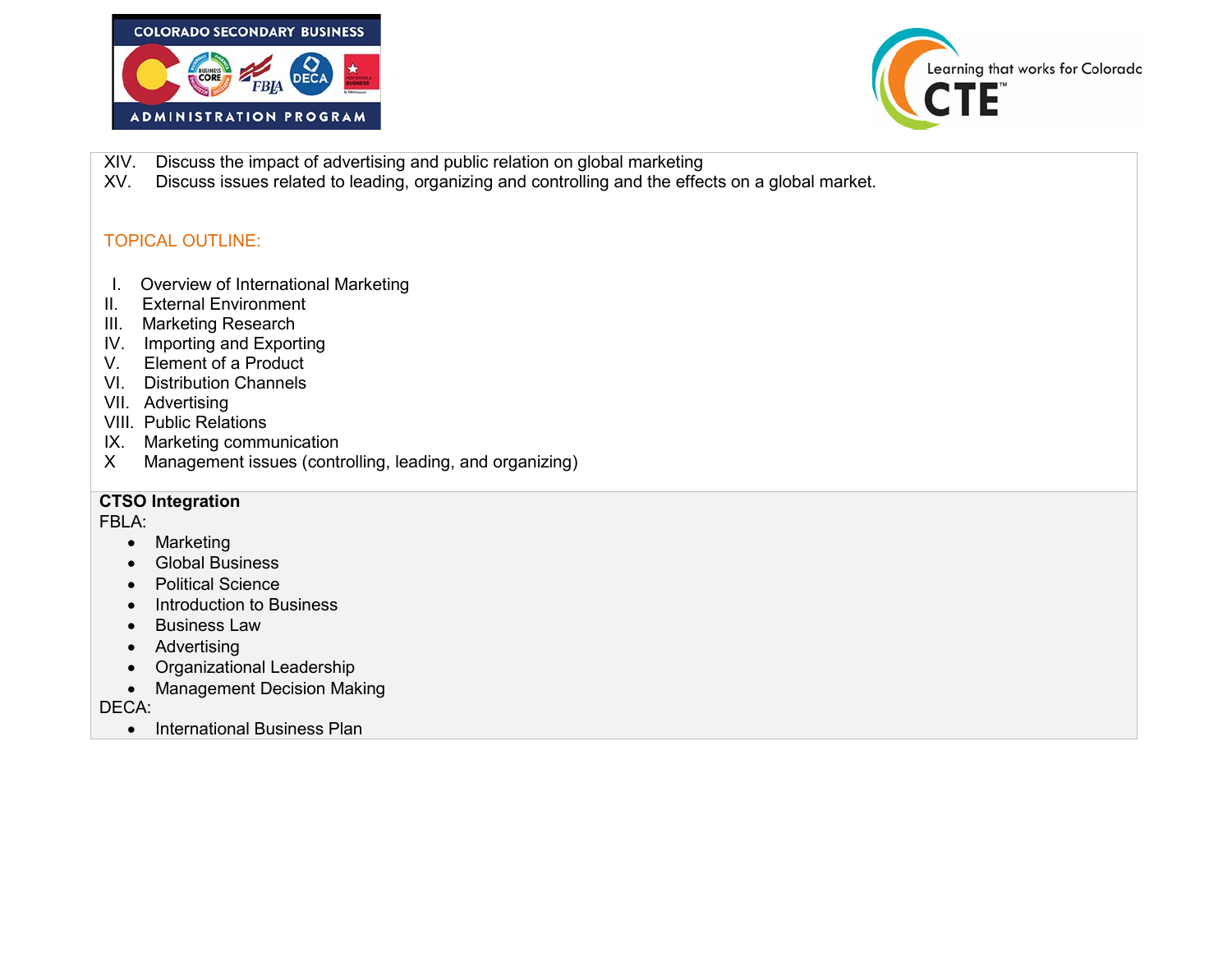XIV. Discuss the impact of advertising and public relation on global marketing
XV. Discuss issues related to leading, organizing and controlling and the effects on a global market.

## TOPICAL OUTLINE:

I. Overview of International Marketing
II. External Environment
III. Marketing Research
IV. Importing and Exporting
V. Element of a Product
VI. Distribution Channels
VII. Advertising
VIII. Public Relations
IX. Marketing communication
X Management issues (controlling, leading, and organizing)

**CTSO Integration**

FBLA:

- Marketing
- Global Business
- Political Science
- Introduction to Business
- Business Law
- Advertising
- Organizational Leadership
- Management Decision Making

DECA:

- International Business Plan